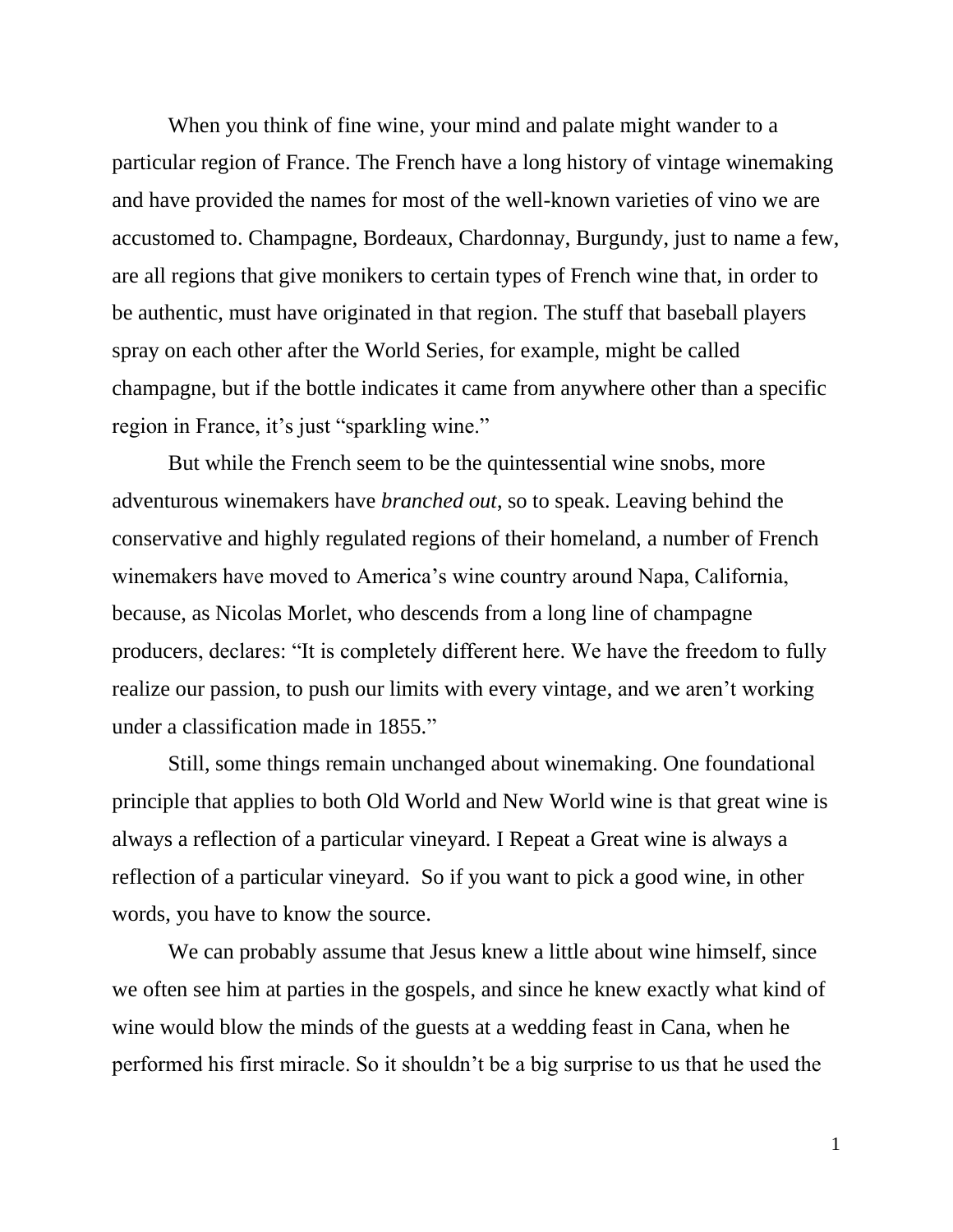When you think of fine wine, your mind and palate might wander to a particular region of France. The French have a long history of vintage winemaking and have provided the names for most of the well-known varieties of vino we are accustomed to. Champagne, Bordeaux, Chardonnay, Burgundy, just to name a few, are all regions that give monikers to certain types of French wine that, in order to be authentic, must have originated in that region. The stuff that baseball players spray on each other after the World Series, for example, might be called champagne, but if the bottle indicates it came from anywhere other than a specific region in France, it's just "sparkling wine."

But while the French seem to be the quintessential wine snobs, more adventurous winemakers have *branched out*, so to speak. Leaving behind the conservative and highly regulated regions of their homeland, a number of French winemakers have moved to America's wine country around Napa, California, because, as Nicolas Morlet, who descends from a long line of champagne producers, declares: "It is completely different here. We have the freedom to fully realize our passion, to push our limits with every vintage, and we aren't working under a classification made in 1855."

Still, some things remain unchanged about winemaking. One foundational principle that applies to both Old World and New World wine is that great wine is always a reflection of a particular vineyard. I Repeat a Great wine is always a reflection of a particular vineyard. So if you want to pick a good wine, in other words, you have to know the source.

We can probably assume that Jesus knew a little about wine himself, since we often see him at parties in the gospels, and since he knew exactly what kind of wine would blow the minds of the guests at a wedding feast in Cana, when he performed his first miracle. So it shouldn't be a big surprise to us that he used the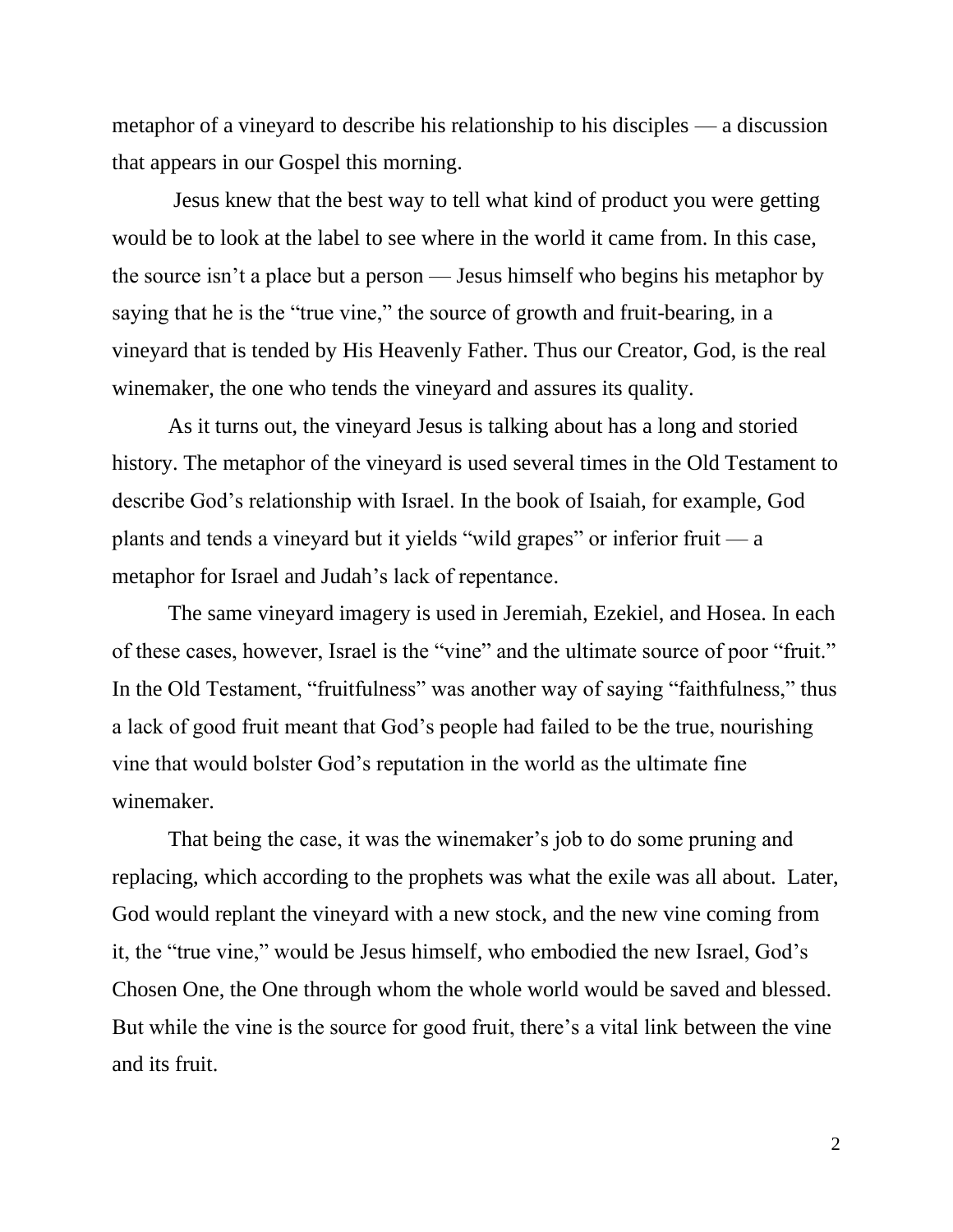metaphor of a vineyard to describe his relationship to his disciples — a discussion that appears in our Gospel this morning.

Jesus knew that the best way to tell what kind of product you were getting would be to look at the label to see where in the world it came from. In this case, the source isn't a place but a person — Jesus himself who begins his metaphor by saying that he is the "true vine," the source of growth and fruit-bearing, in a vineyard that is tended by His Heavenly Father. Thus our Creator, God, is the real winemaker, the one who tends the vineyard and assures its quality.

As it turns out, the vineyard Jesus is talking about has a long and storied history. The metaphor of the vineyard is used several times in the Old Testament to describe God's relationship with Israel. In the book of Isaiah, for example, God plants and tends a vineyard but it yields "wild grapes" or inferior fruit — a metaphor for Israel and Judah's lack of repentance.

The same vineyard imagery is used in Jeremiah, Ezekiel, and Hosea. In each of these cases, however, Israel is the "vine" and the ultimate source of poor "fruit." In the Old Testament, "fruitfulness" was another way of saying "faithfulness," thus a lack of good fruit meant that God's people had failed to be the true, nourishing vine that would bolster God's reputation in the world as the ultimate fine winemaker.

That being the case, it was the winemaker's job to do some pruning and replacing, which according to the prophets was what the exile was all about. Later, God would replant the vineyard with a new stock, and the new vine coming from it, the "true vine," would be Jesus himself, who embodied the new Israel, God's Chosen One, the One through whom the whole world would be saved and blessed. But while the vine is the source for good fruit, there's a vital link between the vine and its fruit.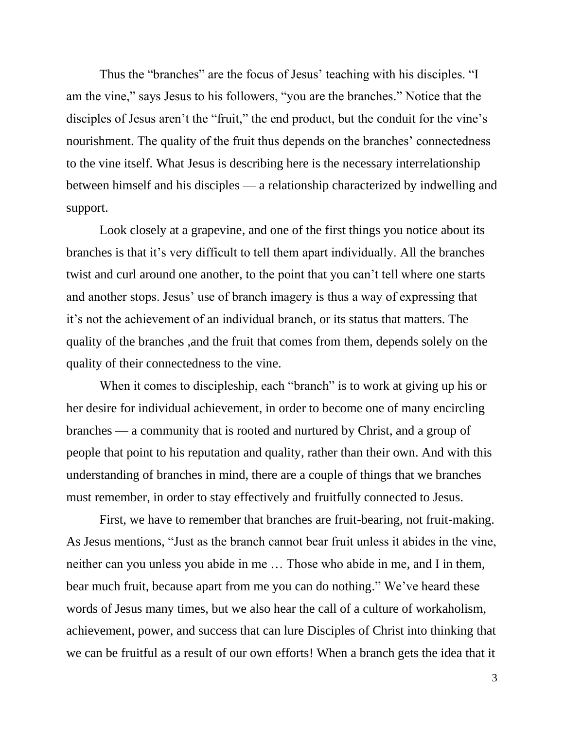Thus the "branches" are the focus of Jesus' teaching with his disciples. "I am the vine," says Jesus to his followers, "you are the branches." Notice that the disciples of Jesus aren't the "fruit," the end product, but the conduit for the vine's nourishment. The quality of the fruit thus depends on the branches' connectedness to the vine itself. What Jesus is describing here is the necessary interrelationship between himself and his disciples — a relationship characterized by indwelling and support.

Look closely at a grapevine, and one of the first things you notice about its branches is that it's very difficult to tell them apart individually. All the branches twist and curl around one another, to the point that you can't tell where one starts and another stops. Jesus' use of branch imagery is thus a way of expressing that it's not the achievement of an individual branch, or its status that matters. The quality of the branches ,and the fruit that comes from them, depends solely on the quality of their connectedness to the vine.

When it comes to discipleship, each "branch" is to work at giving up his or her desire for individual achievement, in order to become one of many encircling branches — a community that is rooted and nurtured by Christ, and a group of people that point to his reputation and quality, rather than their own. And with this understanding of branches in mind, there are a couple of things that we branches must remember, in order to stay effectively and fruitfully connected to Jesus.

First, we have to remember that branches are fruit-bearing, not fruit-making. As Jesus mentions, "Just as the branch cannot bear fruit unless it abides in the vine, neither can you unless you abide in me … Those who abide in me, and I in them, bear much fruit, because apart from me you can do nothing." We've heard these words of Jesus many times, but we also hear the call of a culture of workaholism, achievement, power, and success that can lure Disciples of Christ into thinking that we can be fruitful as a result of our own efforts! When a branch gets the idea that it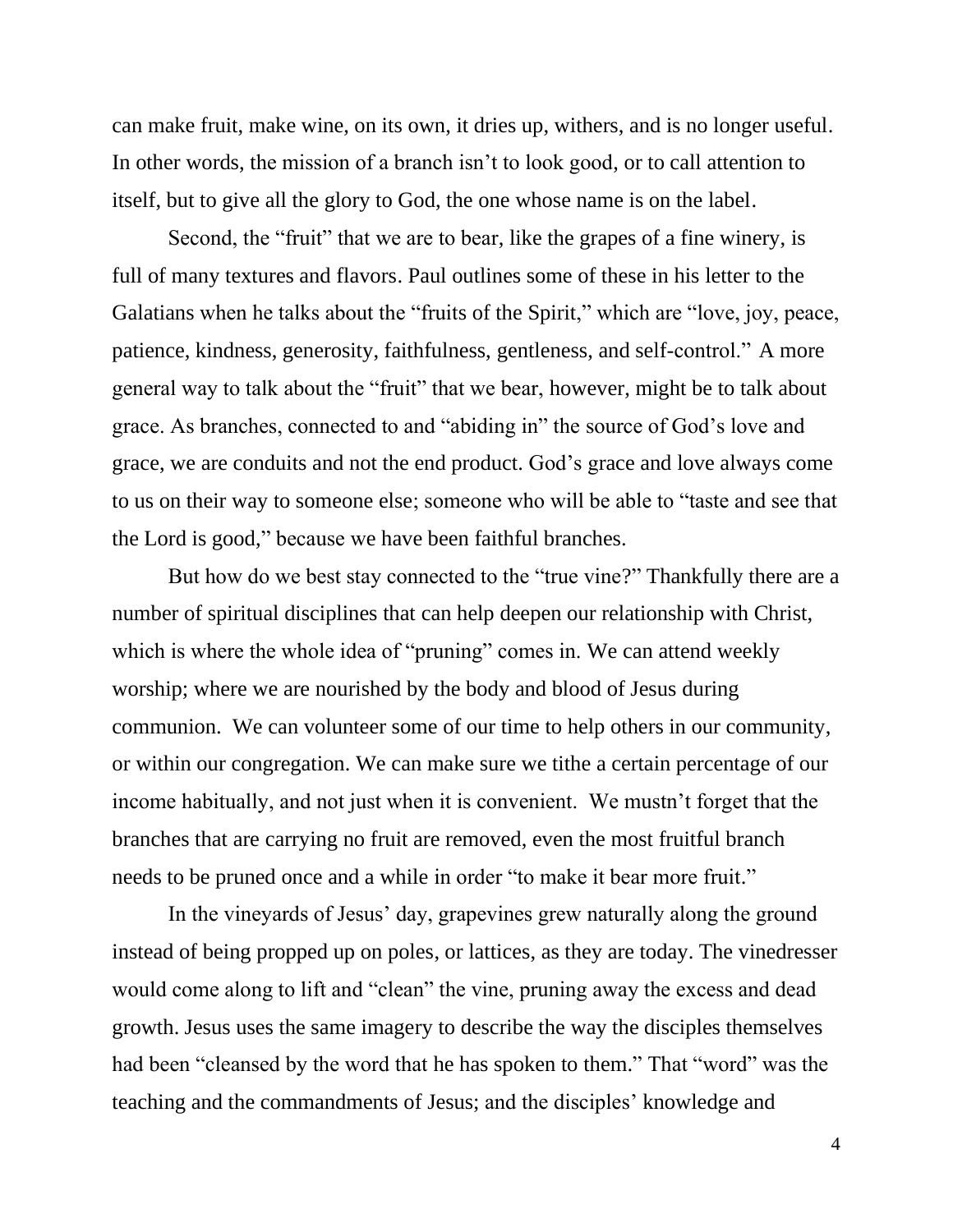can make fruit, make wine, on its own, it dries up, withers, and is no longer useful. In other words, the mission of a branch isn't to look good, or to call attention to itself, but to give all the glory to God, the one whose name is on the label.

Second, the "fruit" that we are to bear, like the grapes of a fine winery, is full of many textures and flavors. Paul outlines some of these in his letter to the Galatians when he talks about the "fruits of the Spirit," which are "love, joy, peace, patience, kindness, generosity, faithfulness, gentleness, and self-control." A more general way to talk about the "fruit" that we bear, however, might be to talk about grace. As branches, connected to and "abiding in" the source of God's love and grace, we are conduits and not the end product. God's grace and love always come to us on their way to someone else; someone who will be able to "taste and see that the Lord is good," because we have been faithful branches.

But how do we best stay connected to the "true vine?" Thankfully there are a number of spiritual disciplines that can help deepen our relationship with Christ, which is where the whole idea of "pruning" comes in. We can attend weekly worship; where we are nourished by the body and blood of Jesus during communion. We can volunteer some of our time to help others in our community, or within our congregation. We can make sure we tithe a certain percentage of our income habitually, and not just when it is convenient. We mustn't forget that the branches that are carrying no fruit are removed, even the most fruitful branch needs to be pruned once and a while in order "to make it bear more fruit."

In the vineyards of Jesus' day, grapevines grew naturally along the ground instead of being propped up on poles, or lattices, as they are today. The vinedresser would come along to lift and "clean" the vine, pruning away the excess and dead growth. Jesus uses the same imagery to describe the way the disciples themselves had been "cleansed by the word that he has spoken to them." That "word" was the teaching and the commandments of Jesus; and the disciples' knowledge and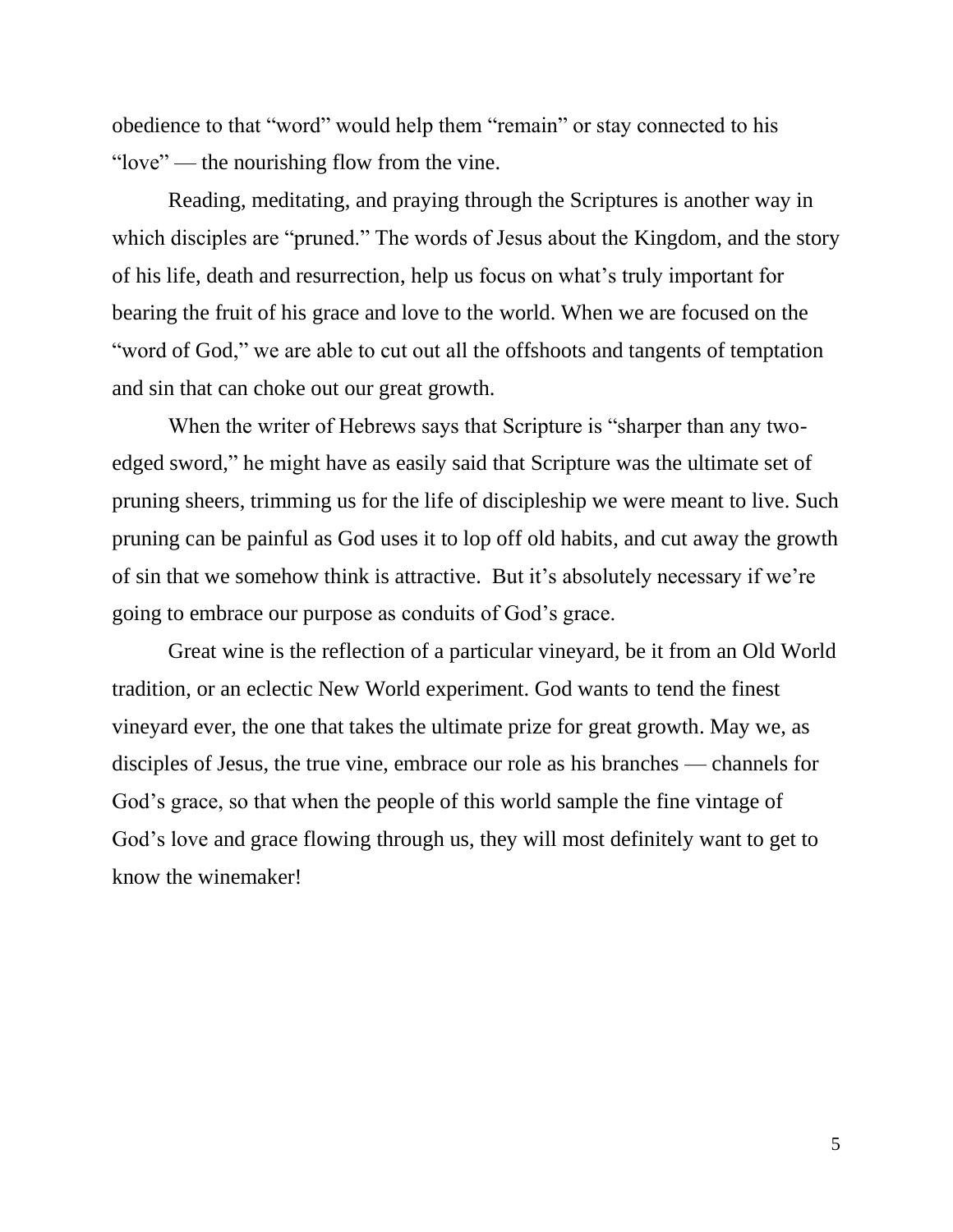obedience to that "word" would help them "remain" or stay connected to his "love" — the nourishing flow from the vine.

Reading, meditating, and praying through the Scriptures is another way in which disciples are "pruned." The words of Jesus about the Kingdom, and the story of his life, death and resurrection, help us focus on what's truly important for bearing the fruit of his grace and love to the world. When we are focused on the "word of God," we are able to cut out all the offshoots and tangents of temptation and sin that can choke out our great growth.

When the writer of Hebrews says that Scripture is "sharper than any two-edged sword," he might have as easily said that Scripture was the ultimate set of pruning sheers, trimming us for the life of discipleship we were meant to live. Such pruning can be painful as God uses it to lop off old habits, and cut away the growth of sin that we somehow think is attractive. But it's absolutely necessary if we're going to embrace our purpose as conduits of God's grace.

Great wine is the reflection of a particular vineyard, be it from an Old World tradition, or an eclectic New World experiment. God wants to tend the finest vineyard ever, the one that takes the ultimate prize for great growth. May we, as disciples of Jesus, the true vine, embrace our role as his branches — channels for God's grace, so that when the people of this world sample the fine vintage of God's love and grace flowing through us, they will most definitely want to get to know the winemaker!